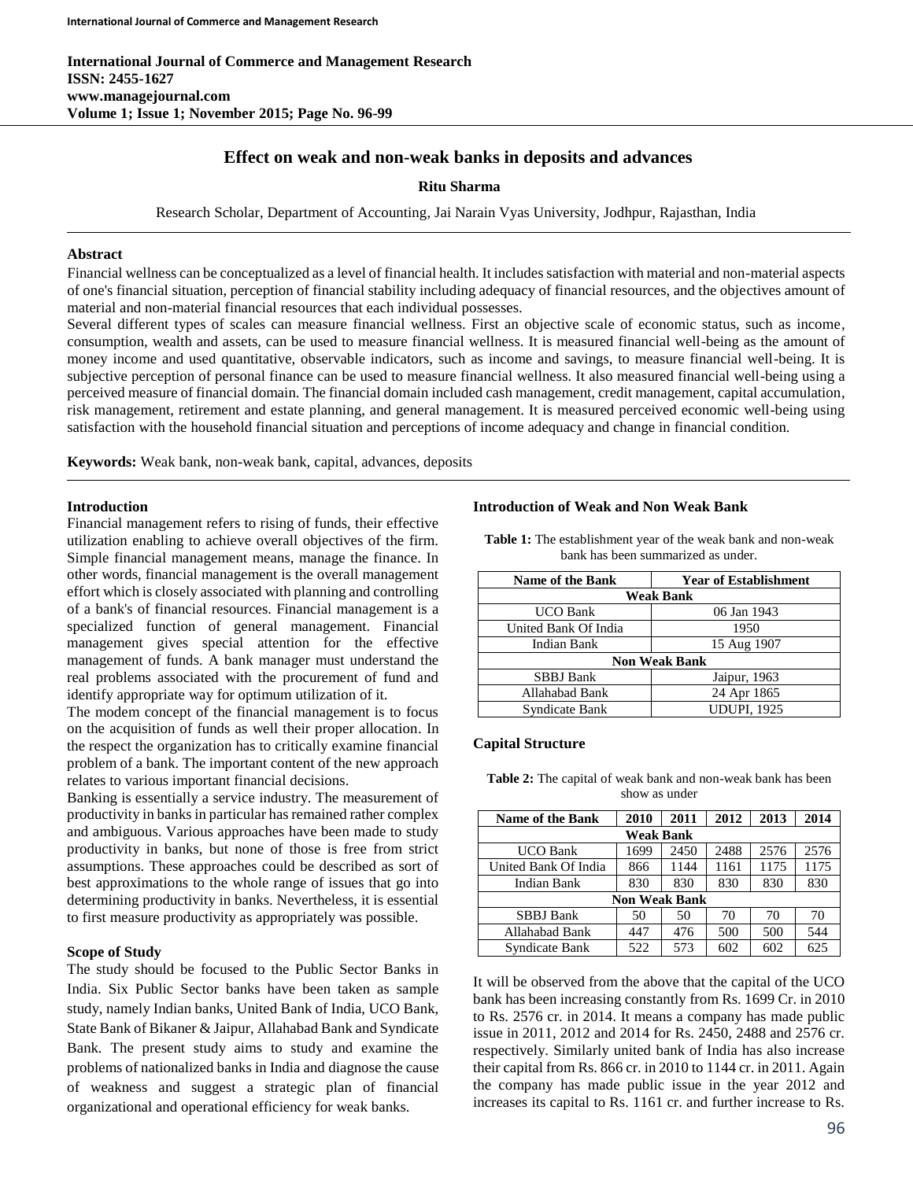**International Journal of Commerce and Management Research**
**ISSN: 2455-1627**
**www.managejournal.com**
**Volume 1; Issue 1; November 2015; Page No. 96-99**

# Effect on weak and non-weak banks in deposits and advances

**Ritu Sharma**

Research Scholar, Department of Accounting, Jai Narain Vyas University, Jodhpur, Rajasthan, India

### Abstract

Financial wellness can be conceptualized as a level of financial health. It includes satisfaction with material and non-material aspects of one's financial situation, perception of financial stability including adequacy of financial resources, and the objectives amount of material and non-material financial resources that each individual possesses.

Several different types of scales can measure financial wellness. First an objective scale of economic status, such as income, consumption, wealth and assets, can be used to measure financial wellness. It is measured financial well-being as the amount of money income and used quantitative, observable indicators, such as income and savings, to measure financial well-being. It is subjective perception of personal finance can be used to measure financial wellness. It also measured financial well-being using a perceived measure of financial domain. The financial domain included cash management, credit management, capital accumulation, risk management, retirement and estate planning, and general management. It is measured perceived economic well-being using satisfaction with the household financial situation and perceptions of income adequacy and change in financial condition.

**Keywords:** Weak bank, non-weak bank, capital, advances, deposits

### Introduction

Financial management refers to rising of funds, their effective utilization enabling to achieve overall objectives of the firm. Simple financial management means, manage the finance. In other words, financial management is the overall management effort which is closely associated with planning and controlling of a bank's of financial resources. Financial management is a specialized function of general management. Financial management gives special attention for the effective management of funds. A bank manager must understand the real problems associated with the procurement of fund and identify appropriate way for optimum utilization of it.

The modem concept of the financial management is to focus on the acquisition of funds as well their proper allocation. In the respect the organization has to critically examine financial problem of a bank. The important content of the new approach relates to various important financial decisions.

Banking is essentially a service industry. The measurement of productivity in banks in particular has remained rather complex and ambiguous. Various approaches have been made to study productivity in banks, but none of those is free from strict assumptions. These approaches could be described as sort of best approximations to the whole range of issues that go into determining productivity in banks. Nevertheless, it is essential to first measure productivity as appropriately was possible.

### Scope of Study

The study should be focused to the Public Sector Banks in India. Six Public Sector banks have been taken as sample study, namely Indian banks, United Bank of India, UCO Bank, State Bank of Bikaner & Jaipur, Allahabad Bank and Syndicate Bank. The present study aims to study and examine the problems of nationalized banks in India and diagnose the cause of weakness and suggest a strategic plan of financial organizational and operational efficiency for weak banks.

### Introduction of Weak and Non Weak Bank

**Table 1:** The establishment year of the weak bank and non-weak bank has been summarized as under.

| Name of the Bank | Year of Establishment |
|---|---|
| **Weak Bank** | |
| UCO Bank | 06 Jan 1943 |
| United Bank Of India | 1950 |
| Indian Bank | 15 Aug 1907 |
| **Non Weak Bank** | |
| SBBJ Bank | Jaipur, 1963 |
| Allahabad Bank | 24 Apr 1865 |
| Syndicate Bank | UDUPI, 1925 |

### Capital Structure

**Table 2:** The capital of weak bank and non-weak bank has been show as under

| Name of the Bank | 2010 | 2011 | 2012 | 2013 | 2014 |
|---|---|---|---|---|---|
| **Weak Bank** | | | | | |
| UCO Bank | 1699 | 2450 | 2488 | 2576 | 2576 |
| United Bank Of India | 866 | 1144 | 1161 | 1175 | 1175 |
| Indian Bank | 830 | 830 | 830 | 830 | 830 |
| **Non Weak Bank** | | | | | |
| SBBJ Bank | 50 | 50 | 70 | 70 | 70 |
| Allahabad Bank | 447 | 476 | 500 | 500 | 544 |
| Syndicate Bank | 522 | 573 | 602 | 602 | 625 |

It will be observed from the above that the capital of the UCO bank has been increasing constantly from Rs. 1699 Cr. in 2010 to Rs. 2576 cr. in 2014. It means a company has made public issue in 2011, 2012 and 2014 for Rs. 2450, 2488 and 2576 cr. respectively. Similarly united bank of India has also increase their capital from Rs. 866 cr. in 2010 to 1144 cr. in 2011. Again the company has made public issue in the year 2012 and increases its capital to Rs. 1161 cr. and further increase to Rs.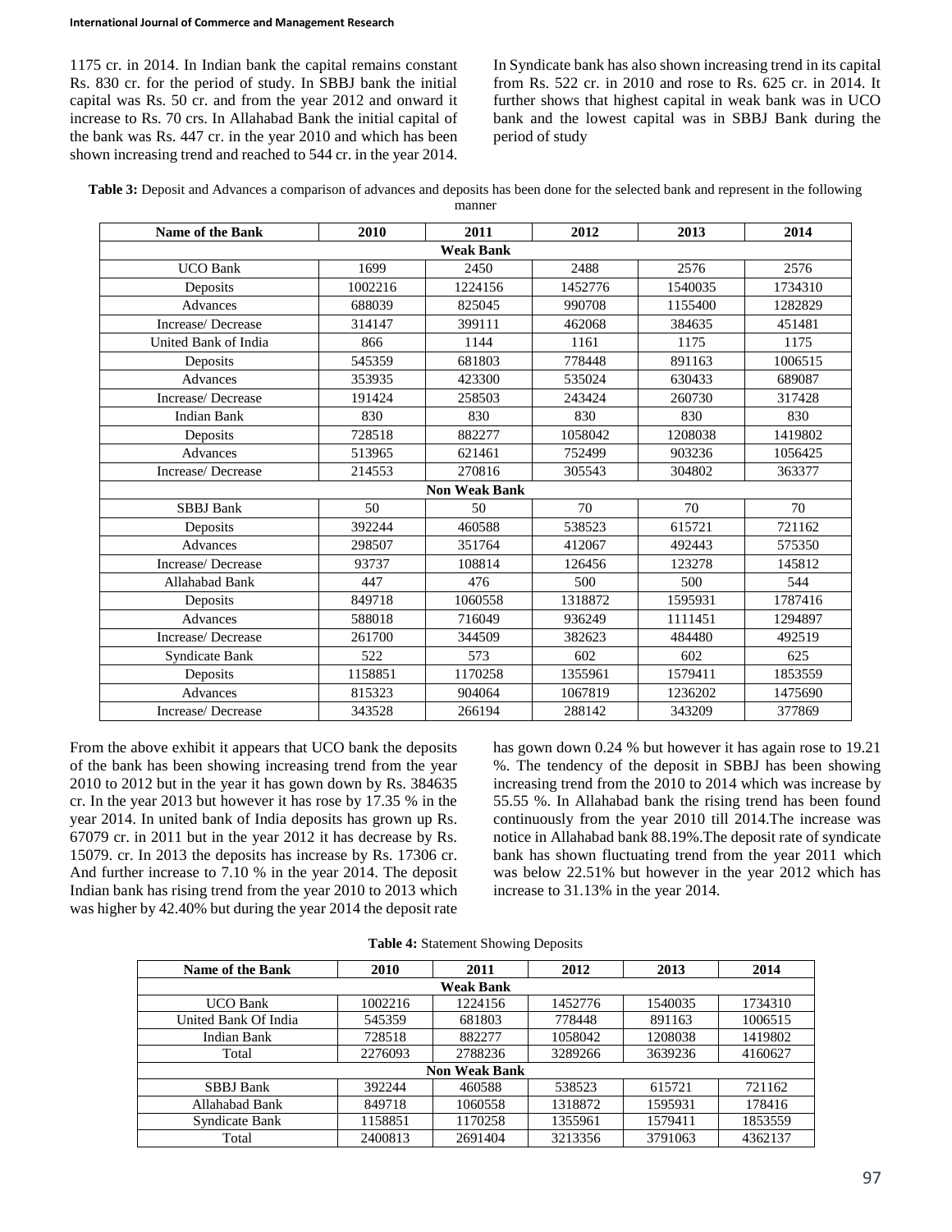1175 cr. in 2014. In Indian bank the capital remains constant Rs. 830 cr. for the period of study. In SBBJ bank the initial capital was Rs. 50 cr. and from the year 2012 and onward it increase to Rs. 70 crs. In Allahabad Bank the initial capital of the bank was Rs. 447 cr. in the year 2010 and which has been shown increasing trend and reached to 544 cr. in the year 2014. In Syndicate bank has also shown increasing trend in its capital from Rs. 522 cr. in 2010 and rose to Rs. 625 cr. in 2014. It further shows that highest capital in weak bank was in UCO bank and the lowest capital was in SBBJ Bank during the period of study

**Table 3:** Deposit and Advances a comparison of advances and deposits has been done for the selected bank and represent in the following manner

| Name of the Bank | 2010 | 2011 | 2012 | 2013 | 2014 |
|---|---|---|---|---|---|
| **Weak Bank** | | | | | |
| UCO Bank | 1699 | 2450 | 2488 | 2576 | 2576 |
| Deposits | 1002216 | 1224156 | 1452776 | 1540035 | 1734310 |
| Advances | 688039 | 825045 | 990708 | 1155400 | 1282829 |
| Increase/ Decrease | 314147 | 399111 | 462068 | 384635 | 451481 |
| United Bank of India | 866 | 1144 | 1161 | 1175 | 1175 |
| Deposits | 545359 | 681803 | 778448 | 891163 | 1006515 |
| Advances | 353935 | 423300 | 535024 | 630433 | 689087 |
| Increase/ Decrease | 191424 | 258503 | 243424 | 260730 | 317428 |
| Indian Bank | 830 | 830 | 830 | 830 | 830 |
| Deposits | 728518 | 882277 | 1058042 | 1208038 | 1419802 |
| Advances | 513965 | 621461 | 752499 | 903236 | 1056425 |
| Increase/ Decrease | 214553 | 270816 | 305543 | 304802 | 363377 |
| **Non Weak Bank** | | | | | |
| SBBJ Bank | 50 | 50 | 70 | 70 | 70 |
| Deposits | 392244 | 460588 | 538523 | 615721 | 721162 |
| Advances | 298507 | 351764 | 412067 | 492443 | 575350 |
| Increase/ Decrease | 93737 | 108814 | 126456 | 123278 | 145812 |
| Allahabad Bank | 447 | 476 | 500 | 500 | 544 |
| Deposits | 849718 | 1060558 | 1318872 | 1595931 | 1787416 |
| Advances | 588018 | 716049 | 936249 | 1111451 | 1294897 |
| Increase/ Decrease | 261700 | 344509 | 382623 | 484480 | 492519 |
| Syndicate Bank | 522 | 573 | 602 | 602 | 625 |
| Deposits | 1158851 | 1170258 | 1355961 | 1579411 | 1853559 |
| Advances | 815323 | 904064 | 1067819 | 1236202 | 1475690 |
| Increase/ Decrease | 343528 | 266194 | 288142 | 343209 | 377869 |

From the above exhibit it appears that UCO bank the deposits of the bank has been showing increasing trend from the year 2010 to 2012 but in the year it has gown down by Rs. 384635 cr. In the year 2013 but however it has rose by 17.35 % in the year 2014. In united bank of India deposits has grown up Rs. 67079 cr. in 2011 but in the year 2012 it has decrease by Rs. 15079. cr. In 2013 the deposits has increase by Rs. 17306 cr. And further increase to 7.10 % in the year 2014. The deposit Indian bank has rising trend from the year 2010 to 2013 which was higher by 42.40% but during the year 2014 the deposit rate has gown down 0.24 % but however it has again rose to 19.21 %. The tendency of the deposit in SBBJ has been showing increasing trend from the 2010 to 2014 which was increase by 55.55 %. In Allahabad bank the rising trend has been found continuously from the year 2010 till 2014.The increase was notice in Allahabad bank 88.19%.The deposit rate of syndicate bank has shown fluctuating trend from the year 2011 which was below 22.51% but however in the year 2012 which has increase to 31.13% in the year 2014.

**Table 4:** Statement Showing Deposits

| Name of the Bank | 2010 | 2011 | 2012 | 2013 | 2014 |
|---|---|---|---|---|---|
| **Weak Bank** | | | | | |
| UCO Bank | 1002216 | 1224156 | 1452776 | 1540035 | 1734310 |
| United Bank Of India | 545359 | 681803 | 778448 | 891163 | 1006515 |
| Indian Bank | 728518 | 882277 | 1058042 | 1208038 | 1419802 |
| Total | 2276093 | 2788236 | 3289266 | 3639236 | 4160627 |
| **Non Weak Bank** | | | | | |
| SBBJ Bank | 392244 | 460588 | 538523 | 615721 | 721162 |
| Allahabad Bank | 849718 | 1060558 | 1318872 | 1595931 | 178416 |
| Syndicate Bank | 1158851 | 1170258 | 1355961 | 1579411 | 1853559 |
| Total | 2400813 | 2691404 | 3213356 | 3791063 | 4362137 |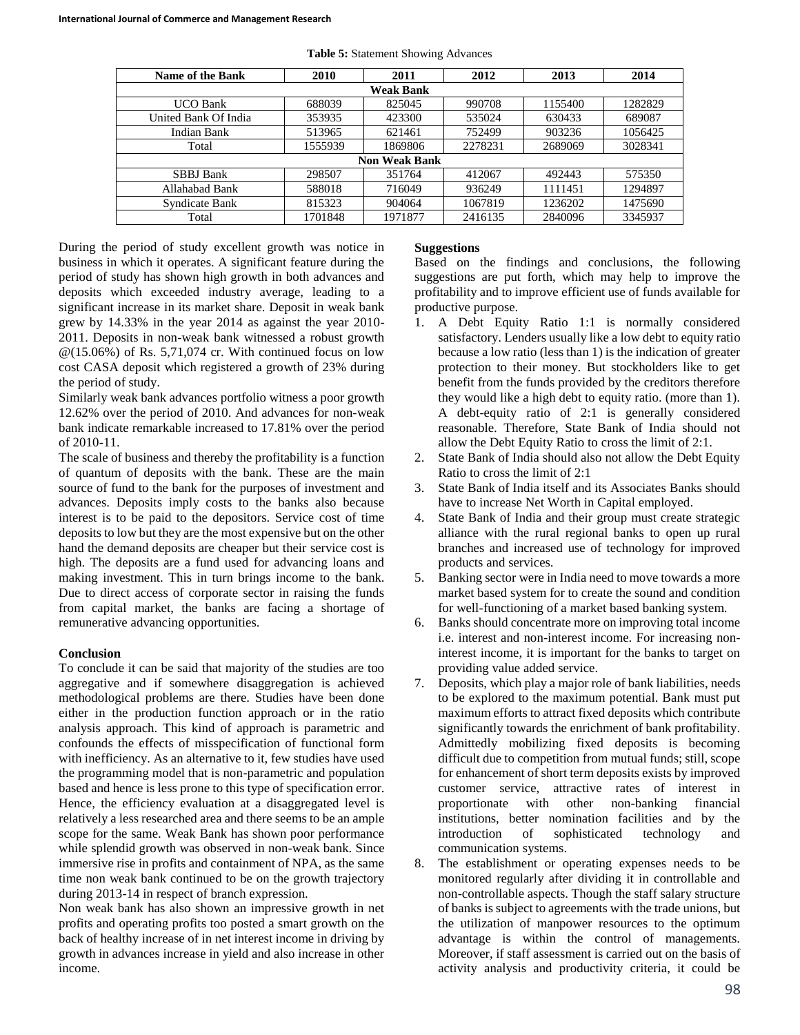**Table 5:** Statement Showing Advances

| Name of the Bank | 2010 | 2011 | 2012 | 2013 | 2014 |
|---|---|---|---|---|---|
| **Weak Bank** | | | | | |
| UCO Bank | 688039 | 825045 | 990708 | 1155400 | 1282829 |
| United Bank Of India | 353935 | 423300 | 535024 | 630433 | 689087 |
| Indian Bank | 513965 | 621461 | 752499 | 903236 | 1056425 |
| Total | 1555939 | 1869806 | 2278231 | 2689069 | 3028341 |
| **Non Weak Bank** | | | | | |
| SBBJ Bank | 298507 | 351764 | 412067 | 492443 | 575350 |
| Allahabad Bank | 588018 | 716049 | 936249 | 1111451 | 1294897 |
| Syndicate Bank | 815323 | 904064 | 1067819 | 1236202 | 1475690 |
| Total | 1701848 | 1971877 | 2416135 | 2840096 | 3345937 |

During the period of study excellent growth was notice in business in which it operates. A significant feature during the period of study has shown high growth in both advances and deposits which exceeded industry average, leading to a significant increase in its market share. Deposit in weak bank grew by 14.33% in the year 2014 as against the year 2010-2011. Deposits in non-weak bank witnessed a robust growth @(15.06%) of Rs. 5,71,074 cr. With continued focus on low cost CASA deposit which registered a growth of 23% during the period of study.

Similarly weak bank advances portfolio witness a poor growth 12.62% over the period of 2010. And advances for non-weak bank indicate remarkable increased to 17.81% over the period of 2010-11.

The scale of business and thereby the profitability is a function of quantum of deposits with the bank. These are the main source of fund to the bank for the purposes of investment and advances. Deposits imply costs to the banks also because interest is to be paid to the depositors. Service cost of time deposits to low but they are the most expensive but on the other hand the demand deposits are cheaper but their service cost is high. The deposits are a fund used for advancing loans and making investment. This in turn brings income to the bank. Due to direct access of corporate sector in raising the funds from capital market, the banks are facing a shortage of remunerative advancing opportunities.

## Conclusion

To conclude it can be said that majority of the studies are too aggregative and if somewhere disaggregation is achieved methodological problems are there. Studies have been done either in the production function approach or in the ratio analysis approach. This kind of approach is parametric and confounds the effects of misspecification of functional form with inefficiency. As an alternative to it, few studies have used the programming model that is non-parametric and population based and hence is less prone to this type of specification error. Hence, the efficiency evaluation at a disaggregated level is relatively a less researched area and there seems to be an ample scope for the same. Weak Bank has shown poor performance while splendid growth was observed in non-weak bank. Since immersive rise in profits and containment of NPA, as the same time non weak bank continued to be on the growth trajectory during 2013-14 in respect of branch expression.

Non weak bank has also shown an impressive growth in net profits and operating profits too posted a smart growth on the back of healthy increase of in net interest income in driving by growth in advances increase in yield and also increase in other income.

## Suggestions

Based on the findings and conclusions, the following suggestions are put forth, which may help to improve the profitability and to improve efficient use of funds available for productive purpose.

1. A Debt Equity Ratio 1:1 is normally considered satisfactory. Lenders usually like a low debt to equity ratio because a low ratio (less than 1) is the indication of greater protection to their money. But stockholders like to get benefit from the funds provided by the creditors therefore they would like a high debt to equity ratio. (more than 1). A debt-equity ratio of 2:1 is generally considered reasonable. Therefore, State Bank of India should not allow the Debt Equity Ratio to cross the limit of 2:1.
2. State Bank of India should also not allow the Debt Equity Ratio to cross the limit of 2:1
3. State Bank of India itself and its Associates Banks should have to increase Net Worth in Capital employed.
4. State Bank of India and their group must create strategic alliance with the rural regional banks to open up rural branches and increased use of technology for improved products and services.
5. Banking sector were in India need to move towards a more market based system for to create the sound and condition for well-functioning of a market based banking system.
6. Banks should concentrate more on improving total income i.e. interest and non-interest income. For increasing non-interest income, it is important for the banks to target on providing value added service.
7. Deposits, which play a major role of bank liabilities, needs to be explored to the maximum potential. Bank must put maximum efforts to attract fixed deposits which contribute significantly towards the enrichment of bank profitability. Admittedly mobilizing fixed deposits is becoming difficult due to competition from mutual funds; still, scope for enhancement of short term deposits exists by improved customer service, attractive rates of interest in proportionate with other non-banking financial institutions, better nomination facilities and by the introduction of sophisticated technology and communication systems.
8. The establishment or operating expenses needs to be monitored regularly after dividing it in controllable and non-controllable aspects. Though the staff salary structure of banks is subject to agreements with the trade unions, but the utilization of manpower resources to the optimum advantage is within the control of managements. Moreover, if staff assessment is carried out on the basis of activity analysis and productivity criteria, it could be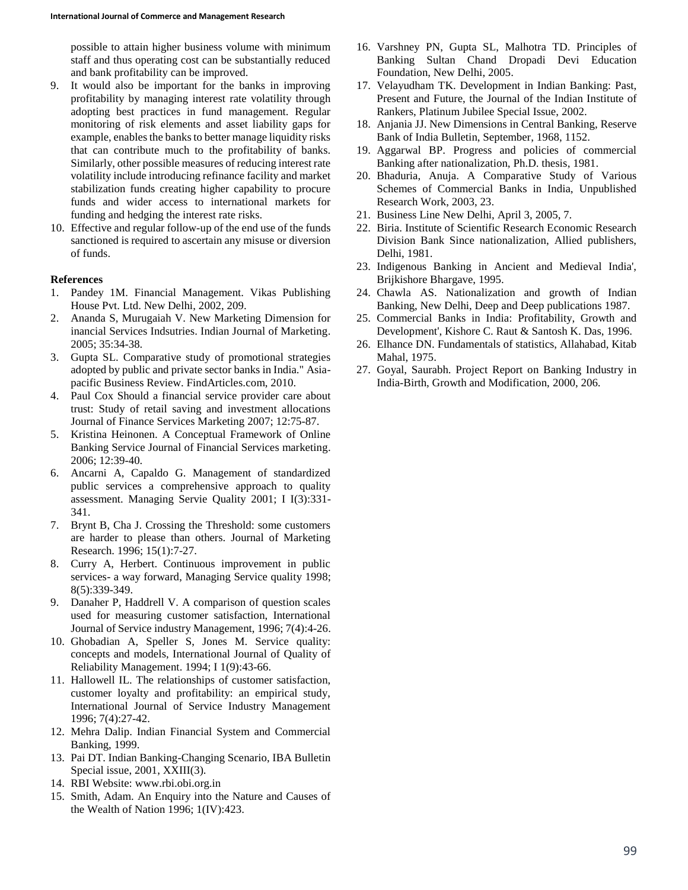possible to attain higher business volume with minimum staff and thus operating cost can be substantially reduced and bank profitability can be improved.

9. It would also be important for the banks in improving profitability by managing interest rate volatility through adopting best practices in fund management. Regular monitoring of risk elements and asset liability gaps for example, enables the banks to better manage liquidity risks that can contribute much to the profitability of banks. Similarly, other possible measures of reducing interest rate volatility include introducing refinance facility and market stabilization funds creating higher capability to procure funds and wider access to international markets for funding and hedging the interest rate risks.
10. Effective and regular follow-up of the end use of the funds sanctioned is required to ascertain any misuse or diversion of funds.

**References**

1. Pandey 1M. Financial Management. Vikas Publishing House Pvt. Ltd. New Delhi, 2002, 209.
2. Ananda S, Murugaiah V. New Marketing Dimension for inancial Services Indsutries. Indian Journal of Marketing. 2005; 35:34-38.
3. Gupta SL. Comparative study of promotional strategies adopted by public and private sector banks in India." Asia-pacific Business Review. FindArticles.com, 2010.
4. Paul Cox Should a financial service provider care about trust: Study of retail saving and investment allocations Journal of Finance Services Marketing 2007; 12:75-87.
5. Kristina Heinonen. A Conceptual Framework of Online Banking Service Journal of Financial Services marketing. 2006; 12:39-40.
6. Ancarni A, Capaldo G. Management of standardized public services a comprehensive approach to quality assessment. Managing Servie Quality 2001; I I(3):331-341.
7. Brynt B, Cha J. Crossing the Threshold: some customers are harder to please than others. Journal of Marketing Research. 1996; 15(1):7-27.
8. Curry A, Herbert. Continuous improvement in public services- a way forward, Managing Service quality 1998; 8(5):339-349.
9. Danaher P, Haddrell V. A comparison of question scales used for measuring customer satisfaction, International Journal of Service industry Management, 1996; 7(4):4-26.
10. Ghobadian A, Speller S, Jones M. Service quality: concepts and models, International Journal of Quality of Reliability Management. 1994; I 1(9):43-66.
11. Hallowell IL. The relationships of customer satisfaction, customer loyalty and profitability: an empirical study, International Journal of Service Industry Management 1996; 7(4):27-42.
12. Mehra Dalip. Indian Financial System and Commercial Banking, 1999.
13. Pai DT. Indian Banking-Changing Scenario, IBA Bulletin Special issue, 2001, XXIII(3).
14. RBI Website: www.rbi.obi.org.in
15. Smith, Adam. An Enquiry into the Nature and Causes of the Wealth of Nation 1996; 1(IV):423.
16. Varshney PN, Gupta SL, Malhotra TD. Principles of Banking Sultan Chand Dropadi Devi Education Foundation, New Delhi, 2005.
17. Velayudham TK. Development in Indian Banking: Past, Present and Future, the Journal of the Indian Institute of Rankers, Platinum Jubilee Special Issue, 2002.
18. Anjania JJ. New Dimensions in Central Banking, Reserve Bank of India Bulletin, September, 1968, 1152.
19. Aggarwal BP. Progress and policies of commercial Banking after nationalization, Ph.D. thesis, 1981.
20. Bhaduria, Anuja. A Comparative Study of Various Schemes of Commercial Banks in India, Unpublished Research Work, 2003, 23.
21. Business Line New Delhi, April 3, 2005, 7.
22. Biria. Institute of Scientific Research Economic Research Division Bank Since nationalization, Allied publishers, Delhi, 1981.
23. Indigenous Banking in Ancient and Medieval India', Brijkishore Bhargave, 1995.
24. Chawla AS. Nationalization and growth of Indian Banking, New Delhi, Deep and Deep publications 1987.
25. Commercial Banks in India: Profitability, Growth and Development', Kishore C. Raut & Santosh K. Das, 1996.
26. Elhance DN. Fundamentals of statistics, Allahabad, Kitab Mahal, 1975.
27. Goyal, Saurabh. Project Report on Banking Industry in India-Birth, Growth and Modification, 2000, 206.